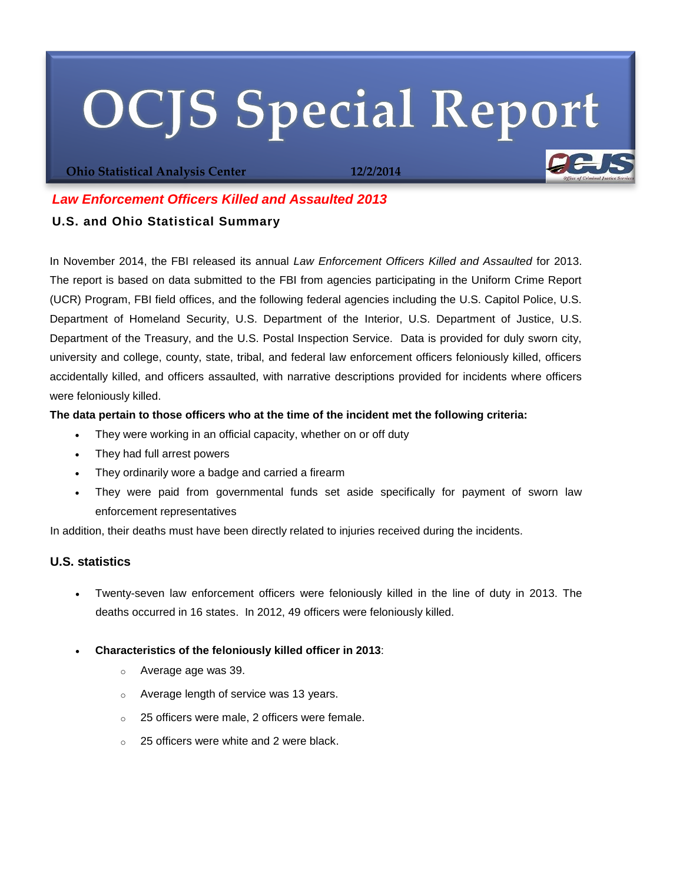# OCJS Special Report

**Ohio Statistical Analysis Center** **12/2/2014**

## *Law Enforcement Officers Killed and Assaulted 2013*

### U.S. and Ohio Statistical Summary

In November 2014, the FBI released its annual *Law Enforcement Officers Killed and Assaulted* for 2013. The report is based on data submitted to the FBI from agencies participating in the Uniform Crime Report (UCR) Program, FBI field offices, and the following federal agencies including the U.S. Capitol Police, U.S. Department of Homeland Security, U.S. Department of the Interior, U.S. Department of Justice, U.S. Department of the Treasury, and the U.S. Postal Inspection Service. Data is provided for duly sworn city, university and college, county, state, tribal, and federal law enforcement officers feloniously killed, officers accidentally killed, and officers assaulted, with narrative descriptions provided for incidents where officers were feloniously killed.

**The data pertain to those officers who at the time of the incident met the following criteria:**

- They were working in an official capacity, whether on or off duty
- They had full arrest powers
- They ordinarily wore a badge and carried a firearm
- They were paid from governmental funds set aside specifically for payment of sworn law enforcement representatives

In addition, their deaths must have been directly related to injuries received during the incidents.

### U.S. statistics

- Twenty-seven law enforcement officers were feloniously killed in the line of duty in 2013. The deaths occurred in 16 states. In 2012, 49 officers were feloniously killed.

- **Characteristics of the feloniously killed officer in 2013**:
  - Average age was 39.
  - Average length of service was 13 years.
  - 25 officers were male, 2 officers were female.
  - 25 officers were white and 2 were black.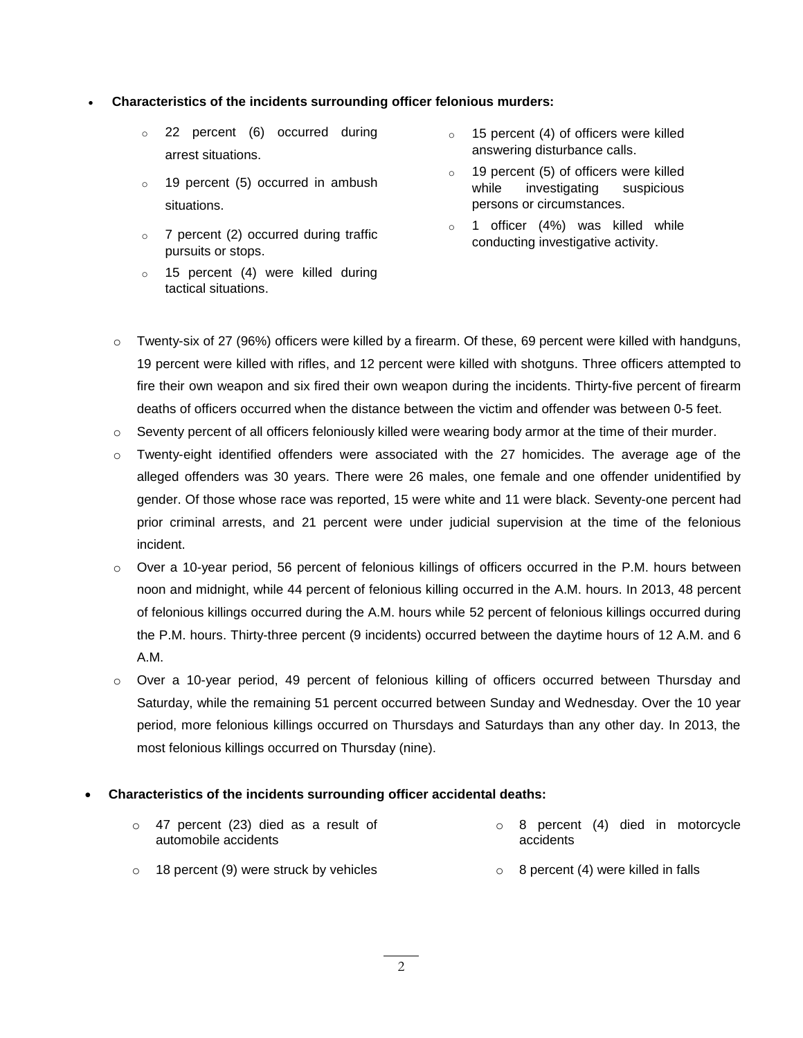- **Characteristics of the incidents surrounding officer felonious murders:**

  - 22 percent (6) occurred during arrest situations.
  - 19 percent (5) occurred in ambush situations.
  - 7 percent (2) occurred during traffic pursuits or stops.
  - 15 percent (4) were killed during tactical situations.
  - 15 percent (4) of officers were killed answering disturbance calls.
  - 19 percent (5) of officers were killed while investigating suspicious persons or circumstances.
  - 1 officer (4%) was killed while conducting investigative activity.

  - Twenty-six of 27 (96%) officers were killed by a firearm. Of these, 69 percent were killed with handguns, 19 percent were killed with rifles, and 12 percent were killed with shotguns. Three officers attempted to fire their own weapon and six fired their own weapon during the incidents. Thirty-five percent of firearm deaths of officers occurred when the distance between the victim and offender was between 0-5 feet.
  - Seventy percent of all officers feloniously killed were wearing body armor at the time of their murder.
  - Twenty-eight identified offenders were associated with the 27 homicides. The average age of the alleged offenders was 30 years. There were 26 males, one female and one offender unidentified by gender. Of those whose race was reported, 15 were white and 11 were black. Seventy-one percent had prior criminal arrests, and 21 percent were under judicial supervision at the time of the felonious incident.
  - Over a 10-year period, 56 percent of felonious killings of officers occurred in the P.M. hours between noon and midnight, while 44 percent of felonious killing occurred in the A.M. hours. In 2013, 48 percent of felonious killings occurred during the A.M. hours while 52 percent of felonious killings occurred during the P.M. hours. Thirty-three percent (9 incidents) occurred between the daytime hours of 12 A.M. and 6 A.M.
  - Over a 10-year period, 49 percent of felonious killing of officers occurred between Thursday and Saturday, while the remaining 51 percent occurred between Sunday and Wednesday. Over the 10 year period, more felonious killings occurred on Thursdays and Saturdays than any other day. In 2013, the most felonious killings occurred on Thursday (nine).

- **Characteristics of the incidents surrounding officer accidental deaths:**

  - 47 percent (23) died as a result of automobile accidents
  - 18 percent (9) were struck by vehicles
  - 8 percent (4) died in motorcycle accidents
  - 8 percent (4) were killed in falls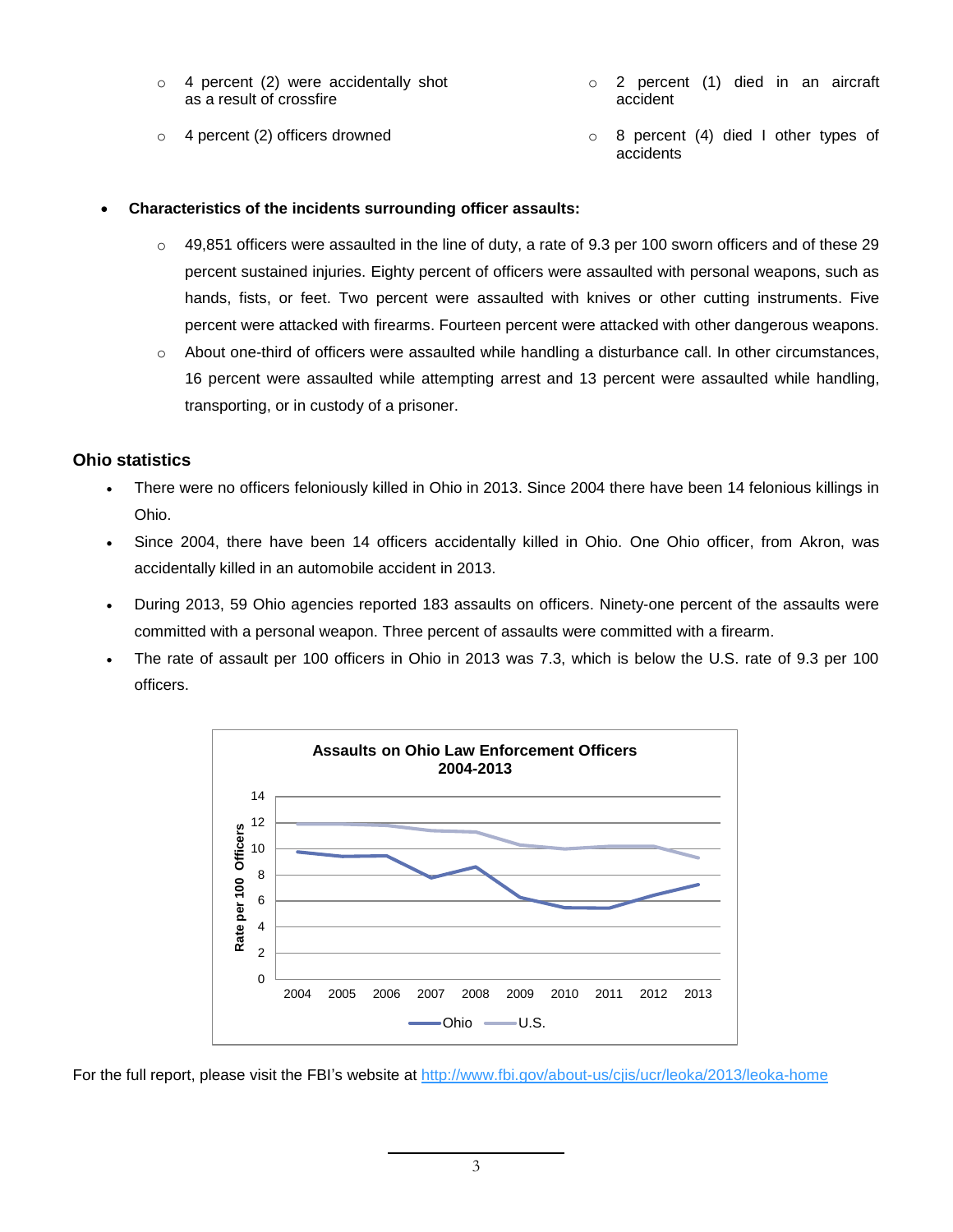- 4 percent (2) were accidentally shot as a result of crossfire
- 4 percent (2) officers drowned
- 2 percent (1) died in an aircraft accident
- 8 percent (4) died I other types of accidents

- **Characteristics of the incidents surrounding officer assaults:**
  - 49,851 officers were assaulted in the line of duty, a rate of 9.3 per 100 sworn officers and of these 29 percent sustained injuries. Eighty percent of officers were assaulted with personal weapons, such as hands, fists, or feet. Two percent were assaulted with knives or other cutting instruments. Five percent were attacked with firearms. Fourteen percent were attacked with other dangerous weapons.
  - About one-third of officers were assaulted while handling a disturbance call. In other circumstances, 16 percent were assaulted while attempting arrest and 13 percent were assaulted while handling, transporting, or in custody of a prisoner.

### Ohio statistics

- There were no officers feloniously killed in Ohio in 2013. Since 2004 there have been 14 felonious killings in Ohio.
- Since 2004, there have been 14 officers accidentally killed in Ohio. One Ohio officer, from Akron, was accidentally killed in an automobile accident in 2013.
- During 2013, 59 Ohio agencies reported 183 assaults on officers. Ninety-one percent of the assaults were committed with a personal weapon. Three percent of assaults were committed with a firearm.
- The rate of assault per 100 officers in Ohio in 2013 was 7.3, which is below the U.S. rate of 9.3 per 100 officers.

**Assaults on Ohio Law Enforcement Officers 2004-2013**

Rate per 100 Officers

14
12
10
8
6
4
2
0

2004 2005 2006 2007 2008 2009 2010 2011 2012 2013

Ohio U.S.

For the full report, please visit the FBI's website at [http://www.fbi.gov/about-us/cjis/ucr/leoka/2013/leoka-home](http://www.fbi.gov/about-us/cjis/ucr/leoka/2013/leoka-home)